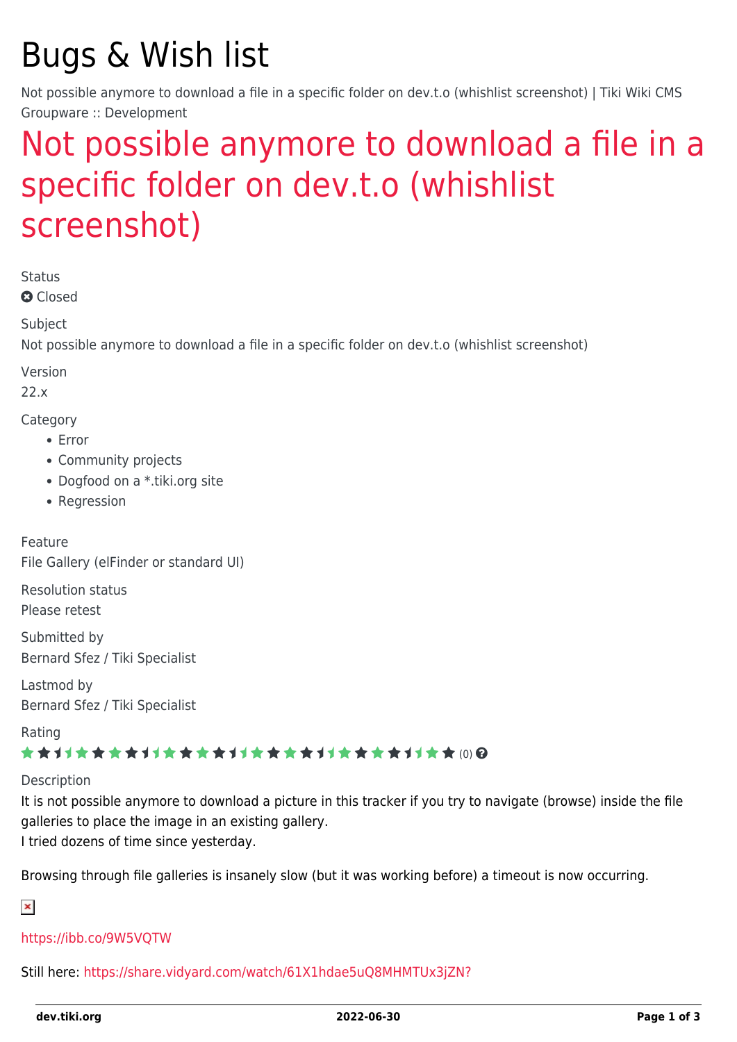# Bugs & Wish list

Not possible anymore to download a file in a specific folder on dev.t.o (whishlist screenshot) | Tiki Wiki CMS Groupware :: Development

## Not possible anymore to download a file in a specific folder on dev.t.o (whishlist screenshot)

Status

Closed

Subject

Not possible anymore to download a file in a specific folder on dev.t.o (whishlist screenshot)

Version

22.x

Category

- Error
- Community projects
- Dogfood on a *.tiki.org site
- Regression

Feature

File Gallery (elFinder or standard UI)

Resolution status

Please retest

Submitted by

Bernard Sfez / Tiki Specialist

Lastmod by

Bernard Sfez / Tiki Specialist

Rating

(0)

Description

It is not possible anymore to download a picture in this tracker if you try to navigate (browse) inside the file galleries to place the image in an existing gallery.
I tried dozens of time since yesterday.

Browsing through file galleries is insanely slow (but it was working before) a timeout is now occurring.

https://ibb.co/9W5VQTW

Still here: https://share.vidyard.com/watch/61X1hdae5uQ8MHMTUx3jZN?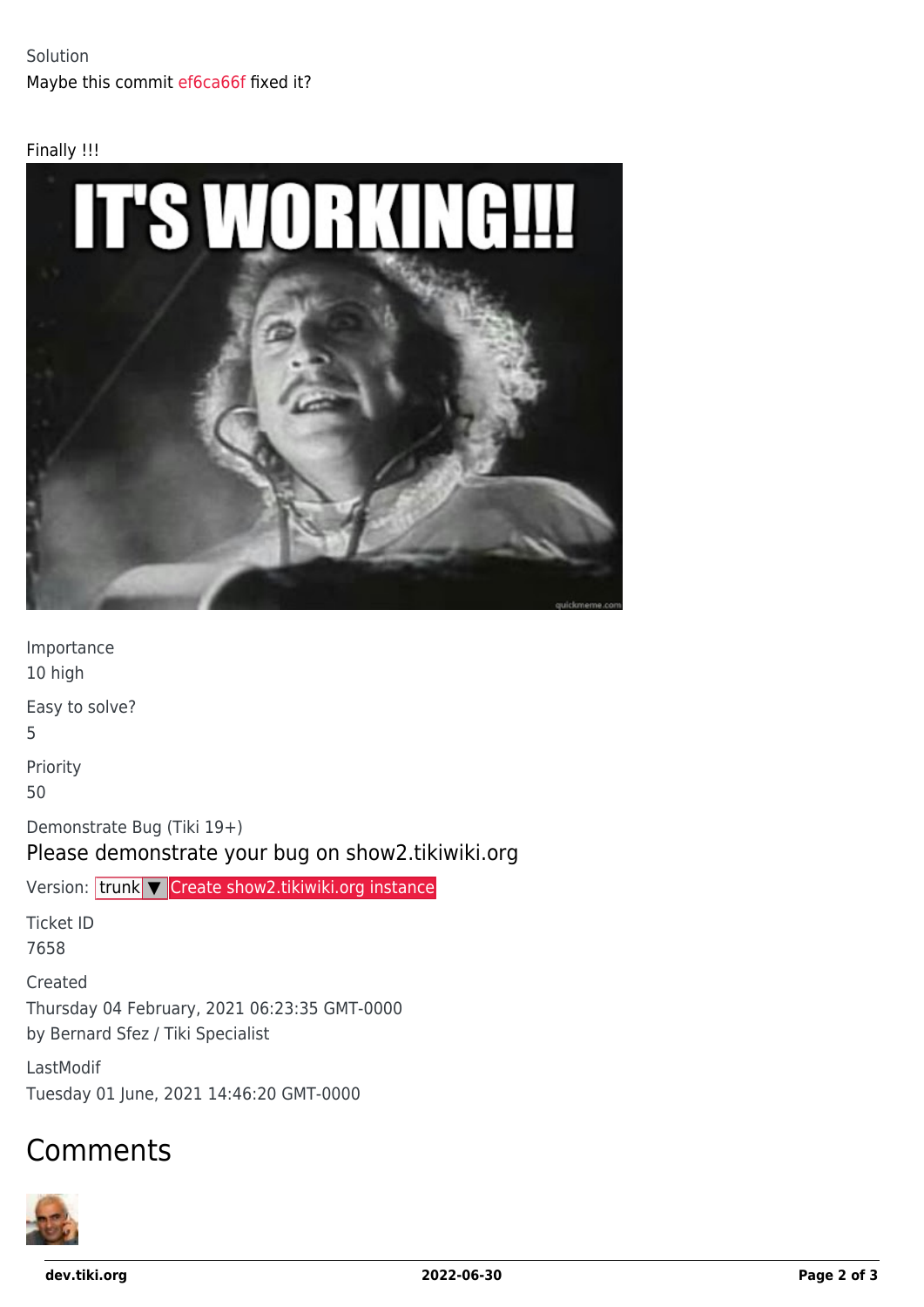Solution
Maybe this commit ef6ca66f fixed it?

Finally !!!

Importance
10 high

Easy to solve?
5

Priority
50

Demonstrate Bug (Tiki 19+)
Please demonstrate your bug on show2.tikiwiki.org

Version: trunk ▼ Create show2.tikiwiki.org instance

Ticket ID
7658

Created
Thursday 04 February, 2021 06:23:35 GMT-0000
by Bernard Sfez / Tiki Specialist

LastModif
Tuesday 01 June, 2021 14:46:20 GMT-0000

## Comments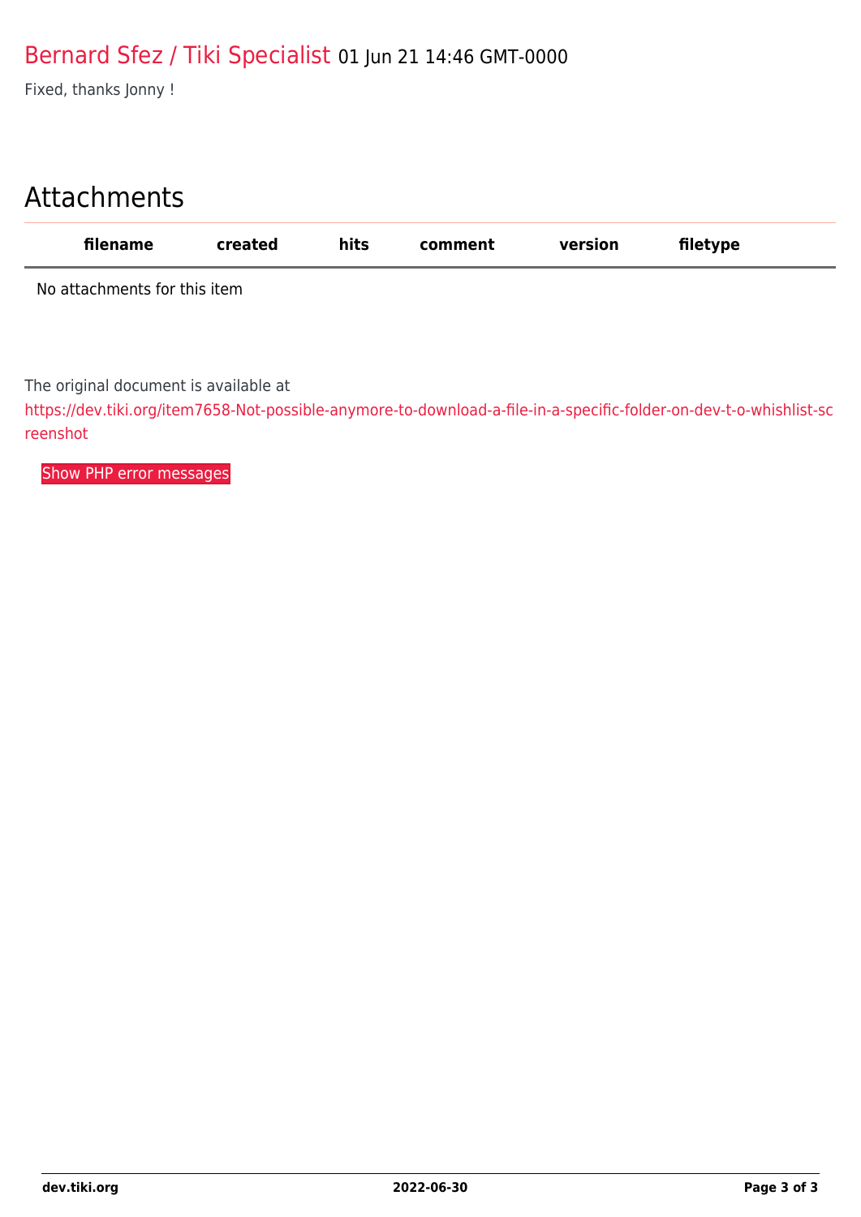Bernard Sfez / Tiki Specialist 01 Jun 21 14:46 GMT-0000

Fixed, thanks Jonny !

## Attachments

| filename | created | hits | comment | version | filetype |
| --- | --- | --- | --- | --- | --- |

No attachments for this item

The original document is available at
https://dev.tiki.org/item7658-Not-possible-anymore-to-download-a-file-in-a-specific-folder-on-dev-t-o-whishlist-screenshot

Show PHP error messages